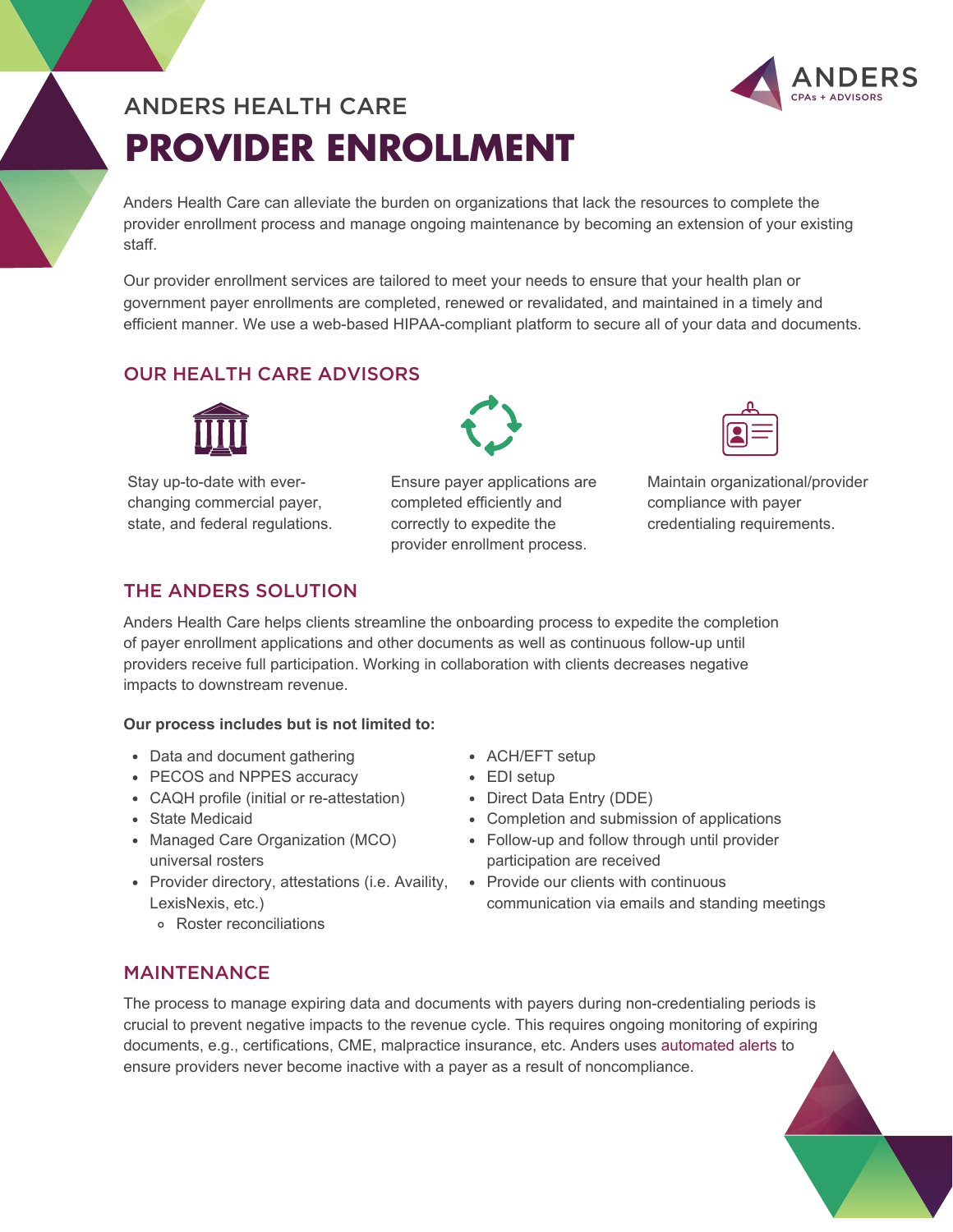# ANDERS HEALTH CARE

# PROVIDER ENROLLMENT

Anders Health Care can alleviate the burden on organizations that lack the resources to complete the provider enrollment process and manage ongoing maintenance by becoming an extension of your existing staff.

Our provider enrollment services are tailored to meet your needs to ensure that your health plan or government payer enrollments are completed, renewed or revalidated, and maintained in a timely and efficient manner. We use a web-based HIPAA-compliant platform to secure all of your data and documents.

## OUR HEALTH CARE ADVISORS

Stay up-to-date with ever-changing commercial payer, state, and federal regulations.

Ensure payer applications are completed efficiently and correctly to expedite the provider enrollment process.

Maintain organizational/provider compliance with payer credentialing requirements.

## THE ANDERS SOLUTION

Anders Health Care helps clients streamline the onboarding process to expedite the completion of payer enrollment applications and other documents as well as continuous follow-up until providers receive full participation. Working in collaboration with clients decreases negative impacts to downstream revenue.

**Our process includes but is not limited to:**

- Data and document gathering
- PECOS and NPPES accuracy
- CAQH profile (initial or re-attestation)
- State Medicaid
- Managed Care Organization (MCO) universal rosters
- Provider directory, attestations (i.e. Availity, LexisNexis, etc.)
  - Roster reconciliations
- ACH/EFT setup
- EDI setup
- Direct Data Entry (DDE)
- Completion and submission of applications
- Follow-up and follow through until provider participation are received
- Provide our clients with continuous communication via emails and standing meetings

## MAINTENANCE

The process to manage expiring data and documents with payers during non-credentialing periods is crucial to prevent negative impacts to the revenue cycle. This requires ongoing monitoring of expiring documents, e.g., certifications, CME, malpractice insurance, etc. Anders uses automated alerts to ensure providers never become inactive with a payer as a result of noncompliance.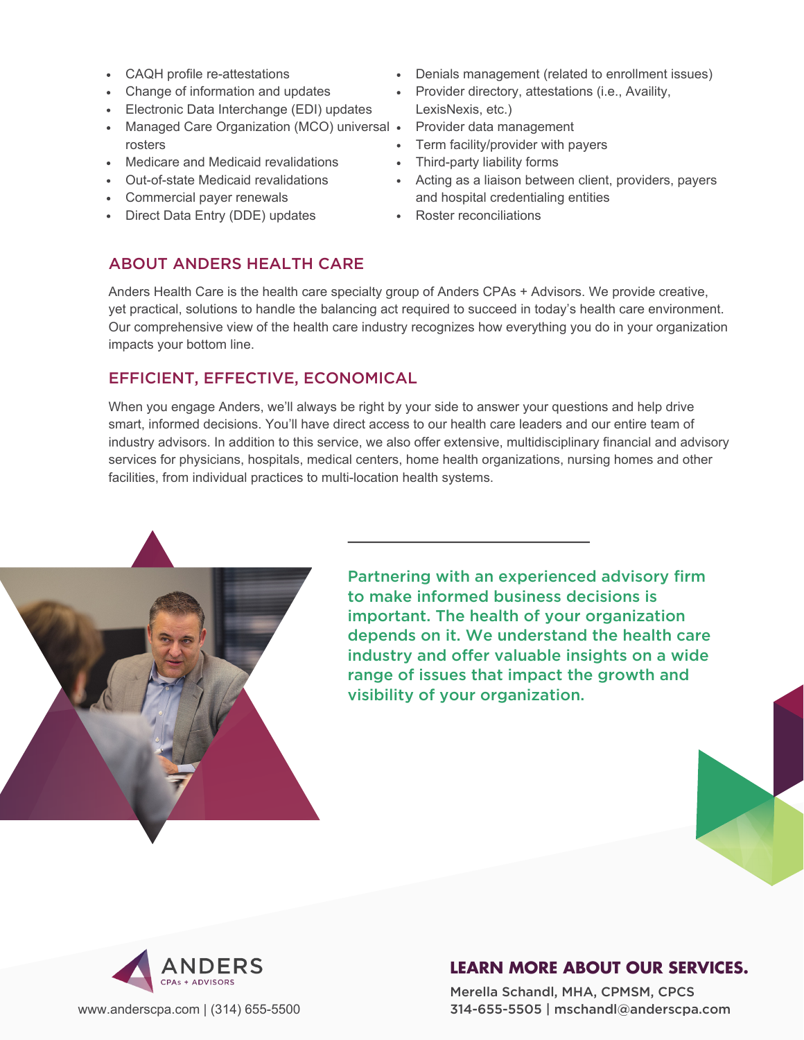- CAQH profile re-attestations
- Change of information and updates
- Electronic Data Interchange (EDI) updates
- Managed Care Organization (MCO) universal rosters
- Medicare and Medicaid revalidations
- Out-of-state Medicaid revalidations
- Commercial payer renewals
- Direct Data Entry (DDE) updates
- Denials management (related to enrollment issues)
- Provider directory, attestations (i.e., Availity, LexisNexis, etc.)
- Provider data management
- Term facility/provider with payers
- Third-party liability forms
- Acting as a liaison between client, providers, payers and hospital credentialing entities
- Roster reconciliations

## ABOUT ANDERS HEALTH CARE

Anders Health Care is the health care specialty group of Anders CPAs + Advisors. We provide creative, yet practical, solutions to handle the balancing act required to succeed in today's health care environment. Our comprehensive view of the health care industry recognizes how everything you do in your organization impacts your bottom line.

## EFFICIENT, EFFECTIVE, ECONOMICAL

When you engage Anders, we'll always be right by your side to answer your questions and help drive smart, informed decisions. You'll have direct access to our health care leaders and our entire team of industry advisors. In addition to this service, we also offer extensive, multidisciplinary financial and advisory services for physicians, hospitals, medical centers, home health organizations, nursing homes and other facilities, from individual practices to multi-location health systems.

Partnering with an experienced advisory firm to make informed business decisions is important. The health of your organization depends on it. We understand the health care industry and offer valuable insights on a wide range of issues that impact the growth and visibility of your organization.

ANDERS
CPAs + ADVISORS

www.anderscpa.com | (314) 655-5500

## LEARN MORE ABOUT OUR SERVICES.

Merella Schandl, MHA, CPMSM, CPCS
314-655-5505 | mschandl@anderscpa.com